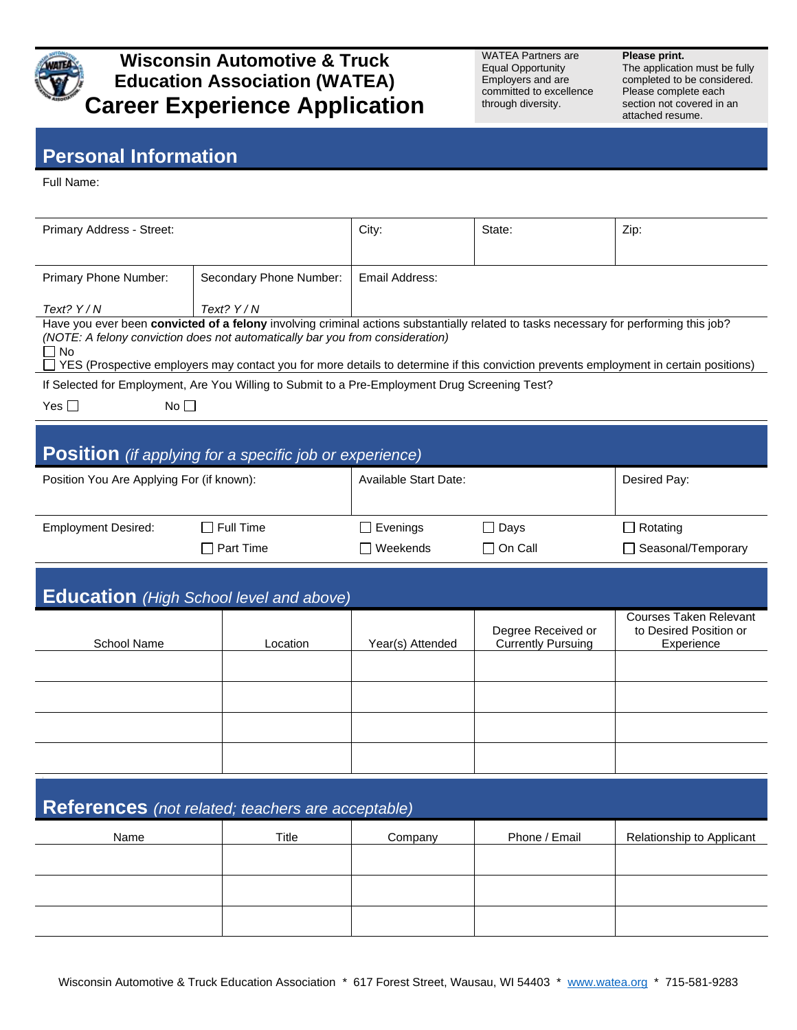# Wisconsin Automotive & Truck Education Association (WATEA)
# Career Experience Application

WATEA Partners are Equal Opportunity Employers and are committed to excellence through diversity.

**Please print.**
The application must be fully completed to be considered. Please complete each section not covered in an attached resume.

## Personal Information

Full Name:

| Primary Address - Street: | | City: | State: | Zip: |
|---|---|---|---|---|
| Primary Phone Number: *Text? Y / N* | Secondary Phone Number: *Text? Y / N* | Email Address: | | |

Have you ever been **convicted of a felony** involving criminal actions substantially related to tasks necessary for performing this job?
*(NOTE: A felony conviction does not automatically bar you from consideration)*

☐ No
☐ YES (Prospective employers may contact you for more details to determine if this conviction prevents employment in certain positions)

If Selected for Employment, Are You Willing to Submit to a Pre-Employment Drug Screening Test?

Yes ☐ No ☐

## Position *(if applying for a specific job or experience)*

| Position You Are Applying For (if known): | | Available Start Date: | | Desired Pay: |
|---|---|---|---|---|
| Employment Desired: | ☐ Full Time | ☐ Evenings | ☐ Days | ☐ Rotating |
| | ☐ Part Time | ☐ Weekends | ☐ On Call | ☐ Seasonal/Temporary |

## Education *(High School level and above)*

| School Name | Location | Year(s) Attended | Degree Received or Currently Pursuing | Courses Taken Relevant to Desired Position or Experience |
|---|---|---|---|---|
| | | | | |
| | | | | |
| | | | | |
| | | | | |

## References *(not related; teachers are acceptable)*

| Name | Title | Company | Phone / Email | Relationship to Applicant |
|---|---|---|---|---|
| | | | | |
| | | | | |
| | | | | |

Wisconsin Automotive & Truck Education Association * 617 Forest Street, Wausau, WI 54403 * www.watea.org * 715-581-9283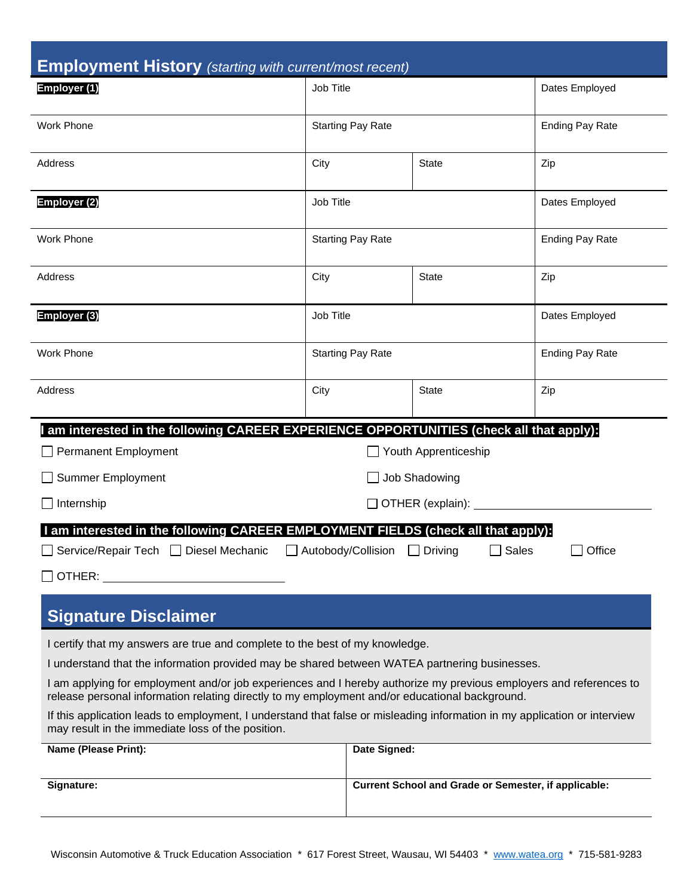## Employment History *(starting with current/most recent)*

| | | | |
|---|---|---|---|
| **Employer (1)** | Job Title | | Dates Employed |
| Work Phone | Starting Pay Rate | | Ending Pay Rate |
| Address | City | State | Zip |
| **Employer (2)** | Job Title | | Dates Employed |
| Work Phone | Starting Pay Rate | | Ending Pay Rate |
| Address | City | State | Zip |
| **Employer (3)** | Job Title | | Dates Employed |
| Work Phone | Starting Pay Rate | | Ending Pay Rate |
| Address | City | State | Zip |

**I am interested in the following CAREER EXPERIENCE OPPORTUNITIES (check all that apply):**

☐ Permanent Employment
☐ Youth Apprenticeship
☐ Summer Employment
☐ Job Shadowing
☐ Internship
☐ OTHER (explain): ______________________

**I am interested in the following CAREER EMPLOYMENT FIELDS (check all that apply):**

☐ Service/Repair Tech ☐ Diesel Mechanic ☐ Autobody/Collision ☐ Driving ☐ Sales ☐ Office

☐ OTHER: ______________________

## Signature Disclaimer

I certify that my answers are true and complete to the best of my knowledge.

I understand that the information provided may be shared between WATEA partnering businesses.

I am applying for employment and/or job experiences and I hereby authorize my previous employers and references to release personal information relating directly to my employment and/or educational background.

If this application leads to employment, I understand that false or misleading information in my application or interview may result in the immediate loss of the position.

| | |
|---|---|
| **Name (Please Print):** | **Date Signed:** |
| **Signature:** | **Current School and Grade or Semester, if applicable:** |

Wisconsin Automotive & Truck Education Association * 617 Forest Street, Wausau, WI 54403 * www.watea.org * 715-581-9283